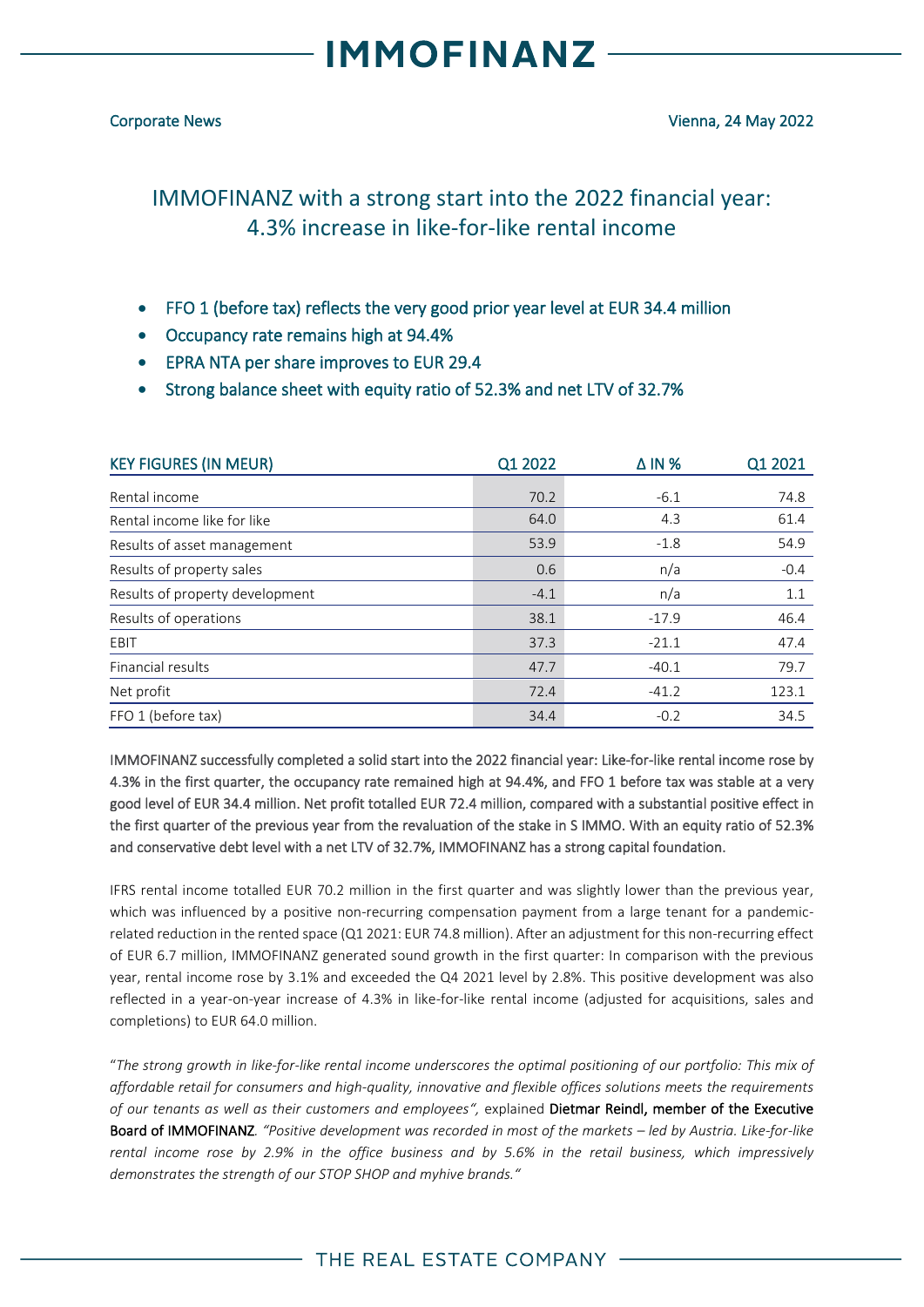# IMMOFINANZ

Corporate News

Vienna, 24 May 2022

## IMMOFINANZ with a strong start into the 2022 financial year: 4.3% increase in like-for-like rental income

- FFO 1 (before tax) reflects the very good prior year level at EUR 34.4 million
- Occupancy rate remains high at 94.4%
- EPRA NTA per share improves to EUR 29.4
- Strong balance sheet with equity ratio of 52.3% and net LTV of 32.7%

| KEY FIGURES (IN MEUR) | Q1 2022 | Δ IN % | Q1 2021 |
|---|---|---|---|
| Rental income | 70.2 | -6.1 | 74.8 |
| Rental income like for like | 64.0 | 4.3 | 61.4 |
| Results of asset management | 53.9 | -1.8 | 54.9 |
| Results of property sales | 0.6 | n/a | -0.4 |
| Results of property development | -4.1 | n/a | 1.1 |
| Results of operations | 38.1 | -17.9 | 46.4 |
| EBIT | 37.3 | -21.1 | 47.4 |
| Financial results | 47.7 | -40.1 | 79.7 |
| Net profit | 72.4 | -41.2 | 123.1 |
| FFO 1 (before tax) | 34.4 | -0.2 | 34.5 |

**IMMOFINANZ successfully completed a solid start into the 2022 financial year: Like-for-like rental income rose by 4.3% in the first quarter, the occupancy rate remained high at 94.4%, and FFO 1 before tax was stable at a very good level of EUR 34.4 million. Net profit totalled EUR 72.4 million, compared with a substantial positive effect in the first quarter of the previous year from the revaluation of the stake in S IMMO. With an equity ratio of 52.3% and conservative debt level with a net LTV of 32.7%, IMMOFINANZ has a strong capital foundation.**

IFRS rental income totalled EUR 70.2 million in the first quarter and was slightly lower than the previous year, which was influenced by a positive non-recurring compensation payment from a large tenant for a pandemic-related reduction in the rented space (Q1 2021: EUR 74.8 million). After an adjustment for this non-recurring effect of EUR 6.7 million, IMMOFINANZ generated sound growth in the first quarter: In comparison with the previous year, rental income rose by 3.1% and exceeded the Q4 2021 level by 2.8%. This positive development was also reflected in a year-on-year increase of 4.3% in like-for-like rental income (adjusted for acquisitions, sales and completions) to EUR 64.0 million.

"*The strong growth in like-for-like rental income underscores the optimal positioning of our portfolio: This mix of affordable retail for consumers and high-quality, innovative and flexible offices solutions meets the requirements of our tenants as well as their customers and employees",* explained **Dietmar Reindl, member of the Executive Board of IMMOFINANZ**. *"Positive development was recorded in most of the markets – led by Austria. Like-for-like rental income rose by 2.9% in the office business and by 5.6% in the retail business, which impressively demonstrates the strength of our STOP SHOP and myhive brands."*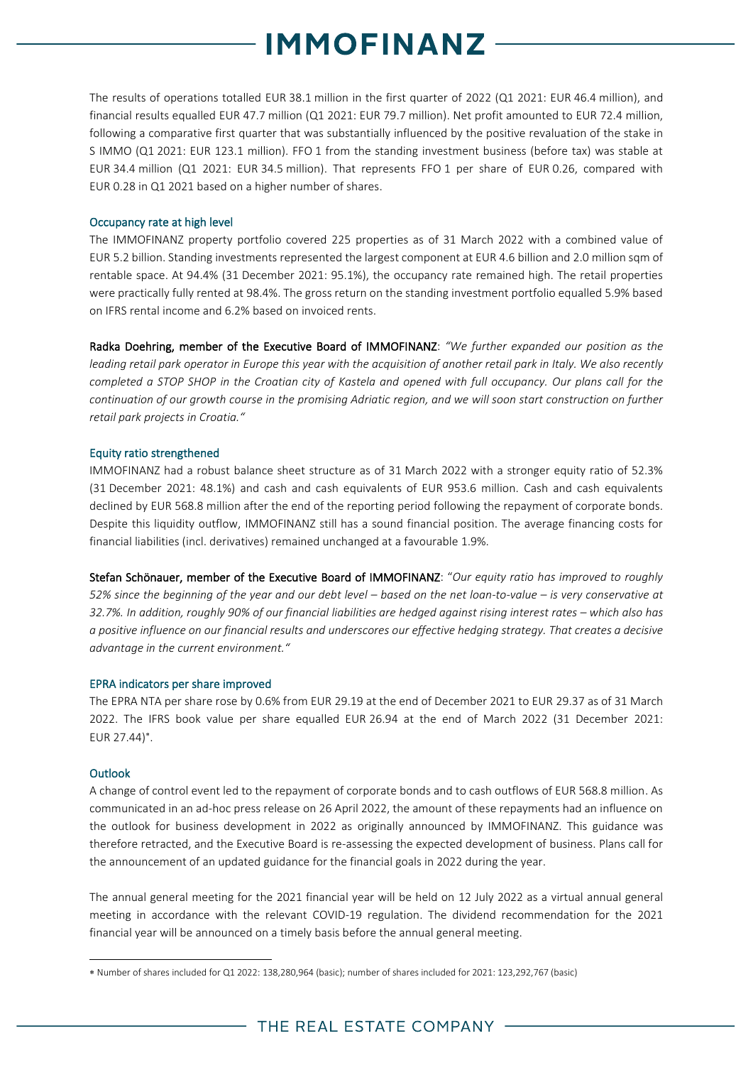The results of operations totalled EUR 38.1 million in the first quarter of 2022 (Q1 2021: EUR 46.4 million), and financial results equalled EUR 47.7 million (Q1 2021: EUR 79.7 million). Net profit amounted to EUR 72.4 million, following a comparative first quarter that was substantially influenced by the positive revaluation of the stake in S IMMO (Q1 2021: EUR 123.1 million). FFO 1 from the standing investment business (before tax) was stable at EUR 34.4 million (Q1 2021: EUR 34.5 million). That represents FFO 1 per share of EUR 0.26, compared with EUR 0.28 in Q1 2021 based on a higher number of shares.

## Occupancy rate at high level

The IMMOFINANZ property portfolio covered 225 properties as of 31 March 2022 with a combined value of EUR 5.2 billion. Standing investments represented the largest component at EUR 4.6 billion and 2.0 million sqm of rentable space. At 94.4% (31 December 2021: 95.1%), the occupancy rate remained high. The retail properties were practically fully rented at 98.4%. The gross return on the standing investment portfolio equalled 5.9% based on IFRS rental income and 6.2% based on invoiced rents.

**Radka Doehring, member of the Executive Board of IMMOFINANZ**: *"We further expanded our position as the leading retail park operator in Europe this year with the acquisition of another retail park in Italy. We also recently completed a STOP SHOP in the Croatian city of Kastela and opened with full occupancy. Our plans call for the continuation of our growth course in the promising Adriatic region, and we will soon start construction on further retail park projects in Croatia."*

## Equity ratio strengthened

IMMOFINANZ had a robust balance sheet structure as of 31 March 2022 with a stronger equity ratio of 52.3% (31 December 2021: 48.1%) and cash and cash equivalents of EUR 953.6 million. Cash and cash equivalents declined by EUR 568.8 million after the end of the reporting period following the repayment of corporate bonds. Despite this liquidity outflow, IMMOFINANZ still has a sound financial position. The average financing costs for financial liabilities (incl. derivatives) remained unchanged at a favourable 1.9%.

**Stefan Schönauer, member of the Executive Board of IMMOFINANZ**: *"Our equity ratio has improved to roughly 52% since the beginning of the year and our debt level – based on the net loan-to-value – is very conservative at 32.7%. In addition, roughly 90% of our financial liabilities are hedged against rising interest rates – which also has a positive influence on our financial results and underscores our effective hedging strategy. That creates a decisive advantage in the current environment."*

## EPRA indicators per share improved

The EPRA NTA per share rose by 0.6% from EUR 29.19 at the end of December 2021 to EUR 29.37 as of 31 March 2022. The IFRS book value per share equalled EUR 26.94 at the end of March 2022 (31 December 2021: EUR 27.44)*.

## Outlook

A change of control event led to the repayment of corporate bonds and to cash outflows of EUR 568.8 million. As communicated in an ad-hoc press release on 26 April 2022, the amount of these repayments had an influence on the outlook for business development in 2022 as originally announced by IMMOFINANZ. This guidance was therefore retracted, and the Executive Board is re-assessing the expected development of business. Plans call for the announcement of an updated guidance for the financial goals in 2022 during the year.

The annual general meeting for the 2021 financial year will be held on 12 July 2022 as a virtual annual general meeting in accordance with the relevant COVID-19 regulation. The dividend recommendation for the 2021 financial year will be announced on a timely basis before the annual general meeting.

---

* Number of shares included for Q1 2022: 138,280,964 (basic); number of shares included for 2021: 123,292,767 (basic)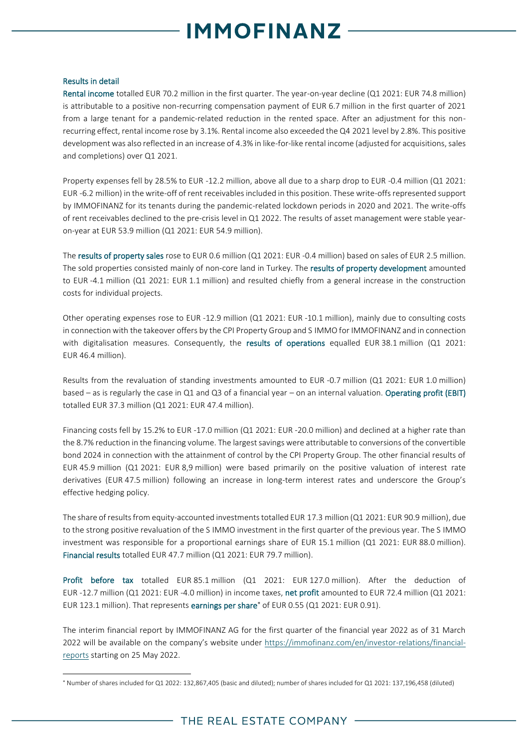## Results in detail

**Rental income** totalled EUR 70.2 million in the first quarter. The year-on-year decline (Q1 2021: EUR 74.8 million) is attributable to a positive non-recurring compensation payment of EUR 6.7 million in the first quarter of 2021 from a large tenant for a pandemic-related reduction in the rented space. After an adjustment for this non-recurring effect, rental income rose by 3.1%. Rental income also exceeded the Q4 2021 level by 2.8%. This positive development was also reflected in an increase of 4.3% in like-for-like rental income (adjusted for acquisitions, sales and completions) over Q1 2021.

Property expenses fell by 28.5% to EUR -12.2 million, above all due to a sharp drop to EUR -0.4 million (Q1 2021: EUR -6.2 million) in the write-off of rent receivables included in this position. These write-offs represented support by IMMOFINANZ for its tenants during the pandemic-related lockdown periods in 2020 and 2021. The write-offs of rent receivables declined to the pre-crisis level in Q1 2022. The results of asset management were stable year-on-year at EUR 53.9 million (Q1 2021: EUR 54.9 million).

The **results of property sales** rose to EUR 0.6 million (Q1 2021: EUR -0.4 million) based on sales of EUR 2.5 million. The sold properties consisted mainly of non-core land in Turkey. The **results of property development** amounted to EUR -4.1 million (Q1 2021: EUR 1.1 million) and resulted chiefly from a general increase in the construction costs for individual projects.

Other operating expenses rose to EUR -12.9 million (Q1 2021: EUR -10.1 million), mainly due to consulting costs in connection with the takeover offers by the CPI Property Group and S IMMO for IMMOFINANZ and in connection with digitalisation measures. Consequently, the **results of operations** equalled EUR 38.1 million (Q1 2021: EUR 46.4 million).

Results from the revaluation of standing investments amounted to EUR -0.7 million (Q1 2021: EUR 1.0 million) based – as is regularly the case in Q1 and Q3 of a financial year – on an internal valuation. **Operating profit (EBIT)** totalled EUR 37.3 million (Q1 2021: EUR 47.4 million).

Financing costs fell by 15.2% to EUR -17.0 million (Q1 2021: EUR -20.0 million) and declined at a higher rate than the 8.7% reduction in the financing volume. The largest savings were attributable to conversions of the convertible bond 2024 in connection with the attainment of control by the CPI Property Group. The other financial results of EUR 45.9 million (Q1 2021: EUR 8,9 million) were based primarily on the positive valuation of interest rate derivatives (EUR 47.5 million) following an increase in long-term interest rates and underscore the Group's effective hedging policy.

The share of results from equity-accounted investments totalled EUR 17.3 million (Q1 2021: EUR 90.9 million), due to the strong positive revaluation of the S IMMO investment in the first quarter of the previous year. The S IMMO investment was responsible for a proportional earnings share of EUR 15.1 million (Q1 2021: EUR 88.0 million). **Financial results** totalled EUR 47.7 million (Q1 2021: EUR 79.7 million).

**Profit before tax** totalled EUR 85.1 million (Q1 2021: EUR 127.0 million). After the deduction of EUR -12.7 million (Q1 2021: EUR -4.0 million) in income taxes, **net profit** amounted to EUR 72.4 million (Q1 2021: EUR 123.1 million). That represents **earnings per share**[*] of EUR 0.55 (Q1 2021: EUR 0.91).

The interim financial report by IMMOFINANZ AG for the first quarter of the financial year 2022 as of 31 March 2022 will be available on the company's website under https://immofinanz.com/en/investor-relations/financial-reports starting on 25 May 2022.

---

[*] Number of shares included for Q1 2022: 132,867,405 (basic and diluted); number of shares included for Q1 2021: 137,196,458 (diluted)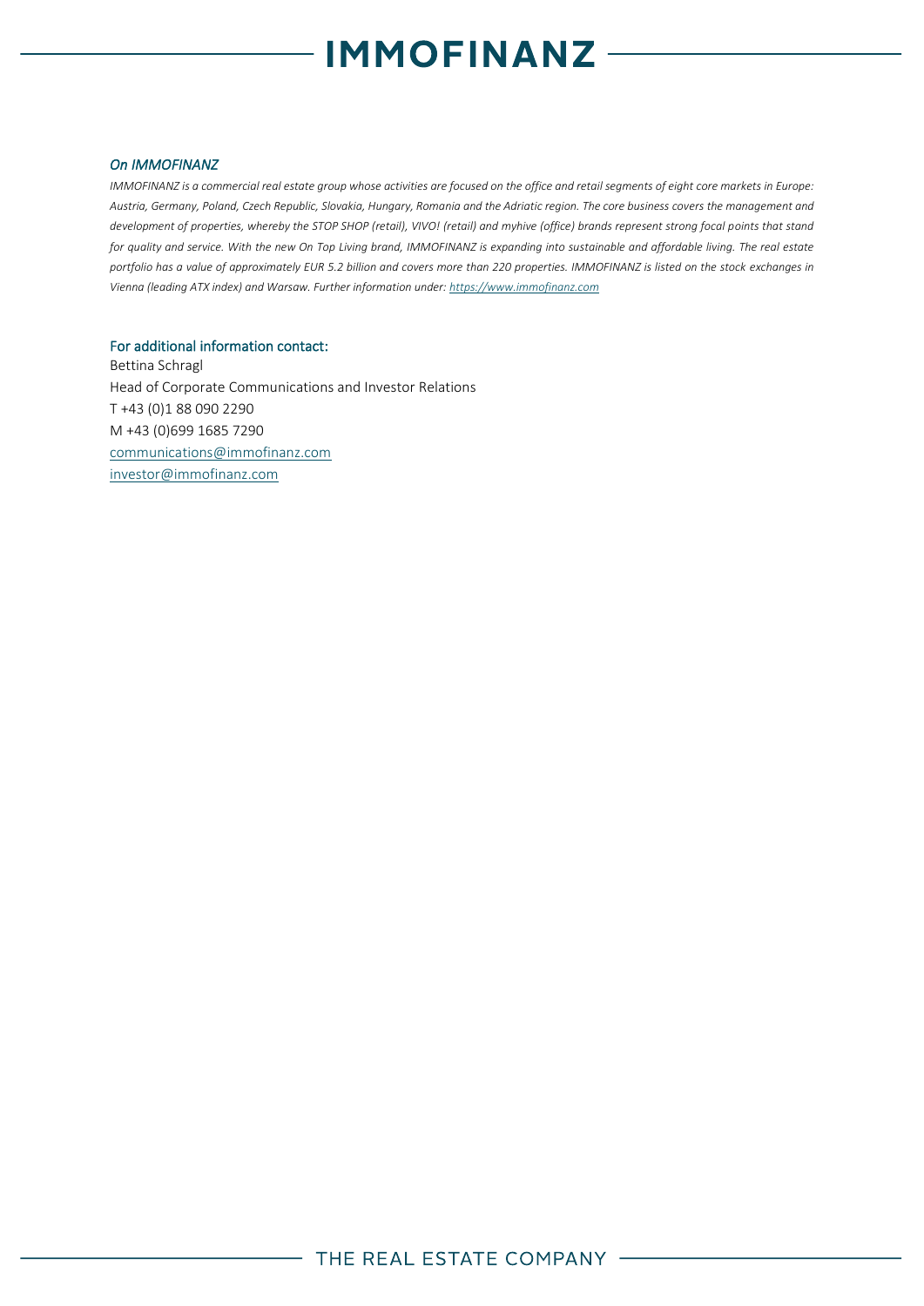### *On IMMOFINANZ*

*IMMOFINANZ is a commercial real estate group whose activities are focused on the office and retail segments of eight core markets in Europe: Austria, Germany, Poland, Czech Republic, Slovakia, Hungary, Romania and the Adriatic region. The core business covers the management and development of properties, whereby the STOP SHOP (retail), VIVO! (retail) and myhive (office) brands represent strong focal points that stand for quality and service. With the new On Top Living brand, IMMOFINANZ is expanding into sustainable and affordable living. The real estate portfolio has a value of approximately EUR 5.2 billion and covers more than 220 properties. IMMOFINANZ is listed on the stock exchanges in Vienna (leading ATX index) and Warsaw. Further information under: [https://www.immofinanz.com](https://www.immofinanz.com)*

### For additional information contact:

Bettina Schragl
Head of Corporate Communications and Investor Relations
T +43 (0)1 88 090 2290
M +43 (0)699 1685 7290
communications@immofinanz.com
investor@immofinanz.com